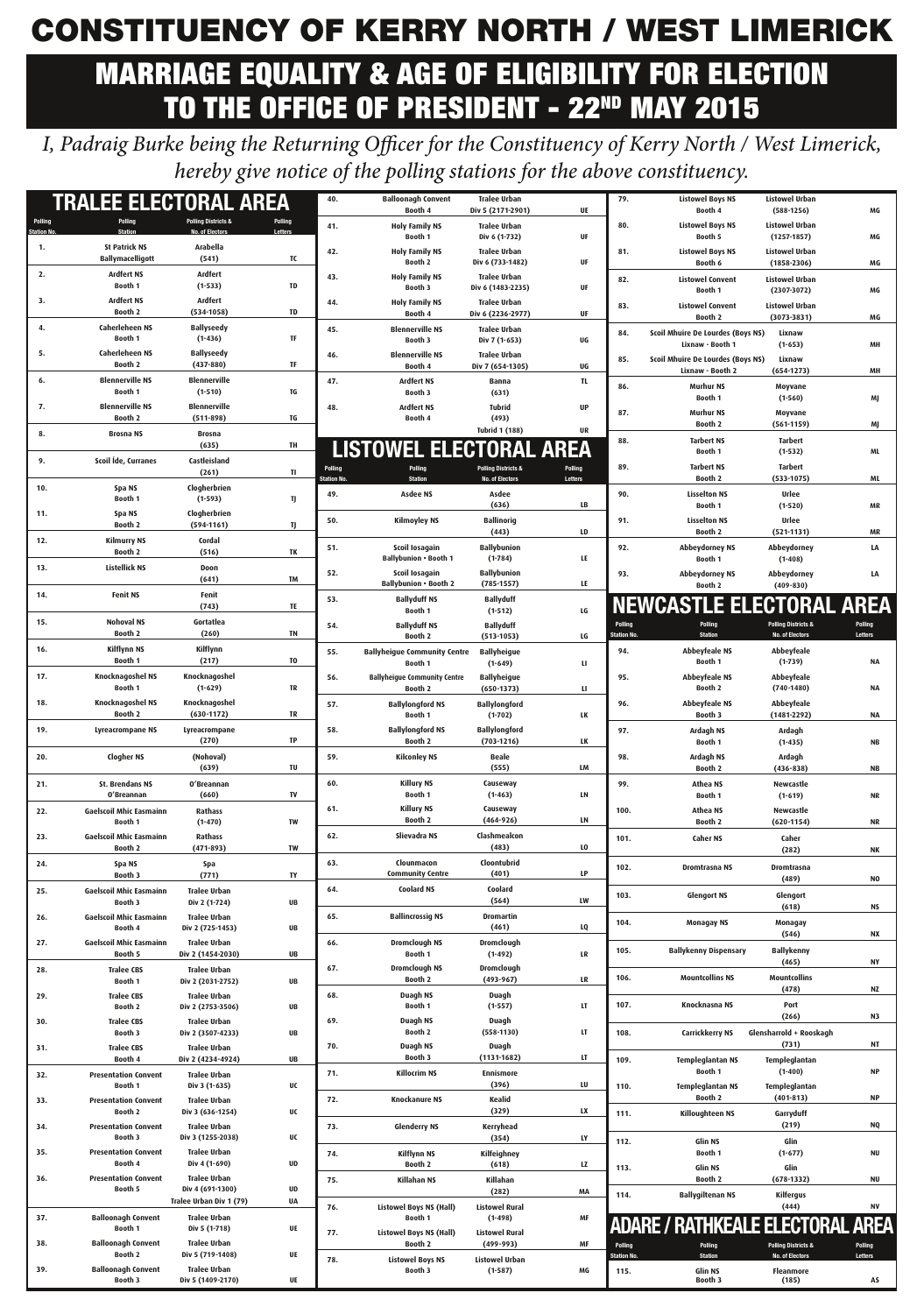# CONSTITUENCY OF KERRY NORTH / WEST LIMERICK

## MARRIAGE EQUALITY & AGE OF ELIGIBILITY FOR ELECTION TO THE OFFICE OF PRESIDENT - 22ND MAY 2015

*I, Padraig Burke being the Returning Officer for the Constituency of Kerry North / West Limerick, hereby give notice of the polling stations for the above constituency.*

## TRALEE ELECTORAL AREA

| Polling Station No. | Polling Station | Polling Districts & No. of Electors | Polling Letters |
|---|---|---|---|
| 1. | St Patrick NS Ballymacelligott | Arabella (541) | TC |
| 2. | Ardfert NS Booth 1 | Ardfert (1-533) | TD |
| 3. | Ardfert NS Booth 2 | Ardfert (534-1058) | TD |
| 4. | Caherleheen NS Booth 1 | Ballyseedy (1-436) | TF |
| 5. | Caherleheen NS Booth 2 | Ballyseedy (437-880) | TF |
| 6. | Blennerville NS Booth 1 | Blennerville (1-510) | TG |
| 7. | Blennerville NS Booth 2 | Blennerville (511-898) | TG |
| 8. | Brosna NS | Brosna (635) | TH |
| 9. | Scoil Íde, Curranes | Castleisland (261) | TI |
| 10. | Spa NS Booth 1 | Clogherbrien (1-593) | TJ |
| 11. | Spa NS Booth 2 | Clogherbrien (594-1161) | TJ |
| 12. | Kilmurry NS Booth 2 | Cordal (516) | TK |
| 13. | Listellick NS | Doon (641) | TM |
| 14. | Fenit NS | Fenit (743) | TE |
| 15. | Nohoval NS Booth 2 | Gortatlea (260) | TN |
| 16. | Kilflynn NS Booth 1 | Kilflynn (217) | TO |
| 17. | Knocknagoshel NS Booth 1 | Knocknagoshel (1-629) | TR |
| 18. | Knocknagoshel NS Booth 2 | Knocknagoshel (630-1172) | TR |
| 19. | Lyreacrompane NS | Lyreacrompane (270) | TP |
| 20. | Clogher NS | (Nohoval) (639) | TU |
| 21. | St. Brendans NS O'Breannan | O'Breannan (660) | TV |
| 22. | Gaelscoil Mhic Easmainn Booth 1 | Rathass (1-470) | TW |
| 23. | Gaelscoil Mhic Easmainn Booth 2 | Rathass (471-893) | TW |
| 24. | Spa NS Booth 3 | Spa (771) | TY |
| 25. | Gaelscoil Mhic Easmainn Booth 3 | Tralee Urban Div 2 (1-724) | UB |
| 26. | Gaelscoil Mhic Easmainn Booth 4 | Tralee Urban Div 2 (725-1453) | UB |
| 27. | Gaelscoil Mhic Easmainn Booth 5 | Tralee Urban Div 2 (1454-2030) | UB |
| 28. | Tralee CBS Booth 1 | Tralee Urban Div 2 (2031-2752) | UB |
| 29. | Tralee CBS Booth 2 | Tralee Urban Div 2 (2753-3506) | UB |
| 30. | Tralee CBS Booth 3 | Tralee Urban Div 2 (3507-4233) | UB |
| 31. | Tralee CBS Booth 4 | Tralee Urban Div 2 (4234-4924) | UB |
| 32. | Presentation Convent Booth 1 | Tralee Urban Div 3 (1-635) | UC |
| 33. | Presentation Convent Booth 2 | Tralee Urban Div 3 (636-1254) | UC |
| 34. | Presentation Convent Booth 3 | Tralee Urban Div 3 (1255-2038) | UC |
| 35. | Presentation Convent Booth 4 | Tralee Urban Div 4 (1-690) | UD |
| 36. | Presentation Convent Booth 5 | Tralee Urban Div 4 (691-1300) | UD |
| | | Tralee Urban Div 1 (79) | UA |
| 37. | Balloonagh Convent Booth 1 | Tralee Urban Div 5 (1-718) | UE |
| 38. | Balloonagh Convent Booth 2 | Tralee Urban Div 5 (719-1408) | UE |
| 39. | Balloonagh Convent Booth 3 | Tralee Urban Div 5 (1409-2170) | UE |
| 40. | Balloonagh Convent Booth 4 | Tralee Urban Div 5 (2171-2901) | UE |
| 41. | Holy Family NS Booth 1 | Tralee Urban Div 6 (1-732) | UF |
| 42. | Holy Family NS Booth 2 | Tralee Urban Div 6 (733-1482) | UF |
| 43. | Holy Family NS Booth 3 | Tralee Urban Div 6 (1483-2235) | UF |
| 44. | Holy Family NS Booth 4 | Tralee Urban Div 6 (2236-2977) | UF |
| 45. | Blennerville NS Booth 3 | Tralee Urban Div 7 (1-653) | UG |
| 46. | Blennerville NS Booth 4 | Tralee Urban Div 7 (654-1305) | UG |
| 47. | Ardfert NS Booth 3 | Banna (631) | TL |
| 48. | Ardfert NS Booth 4 | Tubrid (493) | UP |
| | | Tubrid 1 (188) | UR |

## LISTOWEL ELECTORAL AREA

| Polling Station No. | Polling Station | Polling Districts & No. of Electors | Polling Letters |
|---|---|---|---|
| 49. | Asdee NS | Asdee (636) | LB |
| 50. | Kilmoyley NS | Ballinorig (443) | LD |
| 51. | Scoil Iosagain Ballybunion • Booth 1 | Ballybunion (1-784) | LE |
| 52. | Scoil Iosagain Ballybunion • Booth 2 | Ballybunion (785-1557) | LE |
| 53. | Ballyduff NS Booth 1 | Ballyduff (1-512) | LG |
| 54. | Ballyduff NS Booth 2 | Ballyduff (513-1053) | LG |
| 55. | Ballyheigue Community Centre Booth 1 | Ballyheigue (1-649) | LI |
| 56. | Ballyheigue Community Centre Booth 2 | Ballyheigue (650-1373) | LI |
| 57. | Ballylongford NS Booth 1 | Ballylongford (1-702) | LK |
| 58. | Ballylongford NS Booth 2 | Ballylongford (703-1216) | LK |
| 59. | Kilconley NS | Beale (555) | LM |
| 60. | Killury NS Booth 1 | Causeway (1-463) | LN |
| 61. | Killury NS Booth 2 | Causeway (464-926) | LN |
| 62. | Slievadra NS | Clashmealcon (483) | LO |
| 63. | Clounmacon Community Centre | Cloontubrid (401) | LP |
| 64. | Coolard NS | Coolard (564) | LW |
| 65. | Ballincrossig NS | Dromartin (461) | LQ |
| 66. | Dromclough NS Booth 1 | Dromclough (1-492) | LR |
| 67. | Dromclough NS Booth 2 | Dromclough (493-967) | LR |
| 68. | Duagh NS Booth 1 | Duagh (1-557) | LT |
| 69. | Duagh NS Booth 2 | Duagh (558-1130) | LT |
| 70. | Duagh NS Booth 3 | Duagh (1131-1682) | LT |
| 71. | Killocrim NS | Ennismore (396) | LU |
| 72. | Knockanure NS | Kealid (329) | LX |
| 73. | Glenderry NS | Kerryhead (354) | LY |
| 74. | Kilflynn NS Booth 2 | Kilfeighney (618) | LZ |
| 75. | Killahan NS | Killahan (282) | MA |
| 76. | Listowel Boys NS (Hall) Booth 1 | Listowel Rural (1-498) | MF |
| 77. | Listowel Boys NS (Hall) Booth 2 | Listowel Rural (499-993) | MF |
| 78. | Listowel Boys NS Booth 3 | Listowel Urban (1-587) | MG |
| 79. | Listowel Boys NS Booth 4 | Listowel Urban (588-1256) | MG |
| 80. | Listowel Boys NS Booth 5 | Listowel Urban (1257-1857) | MG |
| 81. | Listowel Boys NS Booth 6 | Listowel Urban (1858-2306) | MG |
| 82. | Listowel Convent Booth 1 | Listowel Urban (2307-3072) | MG |
| 83. | Listowel Convent Booth 2 | Listowel Urban (3073-3831) | MG |
| 84. | Scoil Mhuire De Lourdes (Boys NS) Lixnaw - Booth 1 | Lixnaw (1-653) | MH |
| 85. | Scoil Mhuire De Lourdes (Boys NS) Lixnaw - Booth 2 | Lixnaw (654-1273) | MH |
| 86. | Murhur NS Booth 1 | Moyvane (1-560) | MJ |
| 87. | Murhur NS Booth 2 | Moyvane (561-1159) | MJ |
| 88. | Tarbert NS Booth 1 | Tarbert (1-532) | ML |
| 89. | Tarbert NS Booth 2 | Tarbert (533-1075) | ML |
| 90. | Lisselton NS Booth 1 | Urlee (1-520) | MR |
| 91. | Lisselton NS Booth 2 | Urlee (521-1131) | MR |
| 92. | Abbeydorney NS Booth 1 | Abbeydorney (1-408) | LA |
| 93. | Abbeydorney NS Booth 2 | Abbeydorney (409-830) | LA |

## NEWCASTLE ELECTORAL AREA

| Polling Station No. | Polling Station | Polling Districts & No. of Electors | Polling Letters |
|---|---|---|---|
| 94. | Abbeyfeale NS Booth 1 | Abbeyfeale (1-739) | NA |
| 95. | Abbeyfeale NS Booth 2 | Abbeyfeale (740-1480) | NA |
| 96. | Abbeyfeale NS Booth 3 | Abbeyfeale (1481-2292) | NA |
| 97. | Ardagh NS Booth 1 | Ardagh (1-435) | NB |
| 98. | Ardagh NS Booth 2 | Ardagh (436-838) | NB |
| 99. | Athea NS Booth 1 | Newcastle (1-619) | NR |
| 100. | Athea NS Booth 2 | Newcastle (620-1154) | NR |
| 101. | Caher NS | Caher (282) | NK |
| 102. | Dromtrasna NS | Dromtrasna (489) | NO |
| 103. | Glengort NS | Glengort (618) | NS |
| 104. | Monagay NS | Monagay (546) | NX |
| 105. | Ballykenny Dispensary | Ballykenny (465) | NY |
| 106. | Mountcollins NS | Mountcollins (478) | NZ |
| 107. | Knocknasna NS | Port (266) | N3 |
| 108. | Carrickkerry NS | Glensharrold + Rooskagh (731) | NT |
| 109. | Templeglantan NS Booth 1 | Templeglantan (1-400) | NP |
| 110. | Templeglantan NS Booth 2 | Templeglantan (401-813) | NP |
| 111. | Killoughteen NS | Garryduff (219) | NQ |
| 112. | Glin NS Booth 1 | Glin (1-677) | NU |
| 113. | Glin NS Booth 2 | Glin (678-1332) | NU |
| 114. | Ballygiltenan NS | Kilfergus (444) | NV |

## ADARE / RATHKEALE ELECTORAL AREA

| Polling Station No. | Polling Station | Polling Districts & No. of Electors | Polling Letters |
|---|---|---|---|
| 115. | Glin NS Booth 3 | Fleanmore (185) | AS |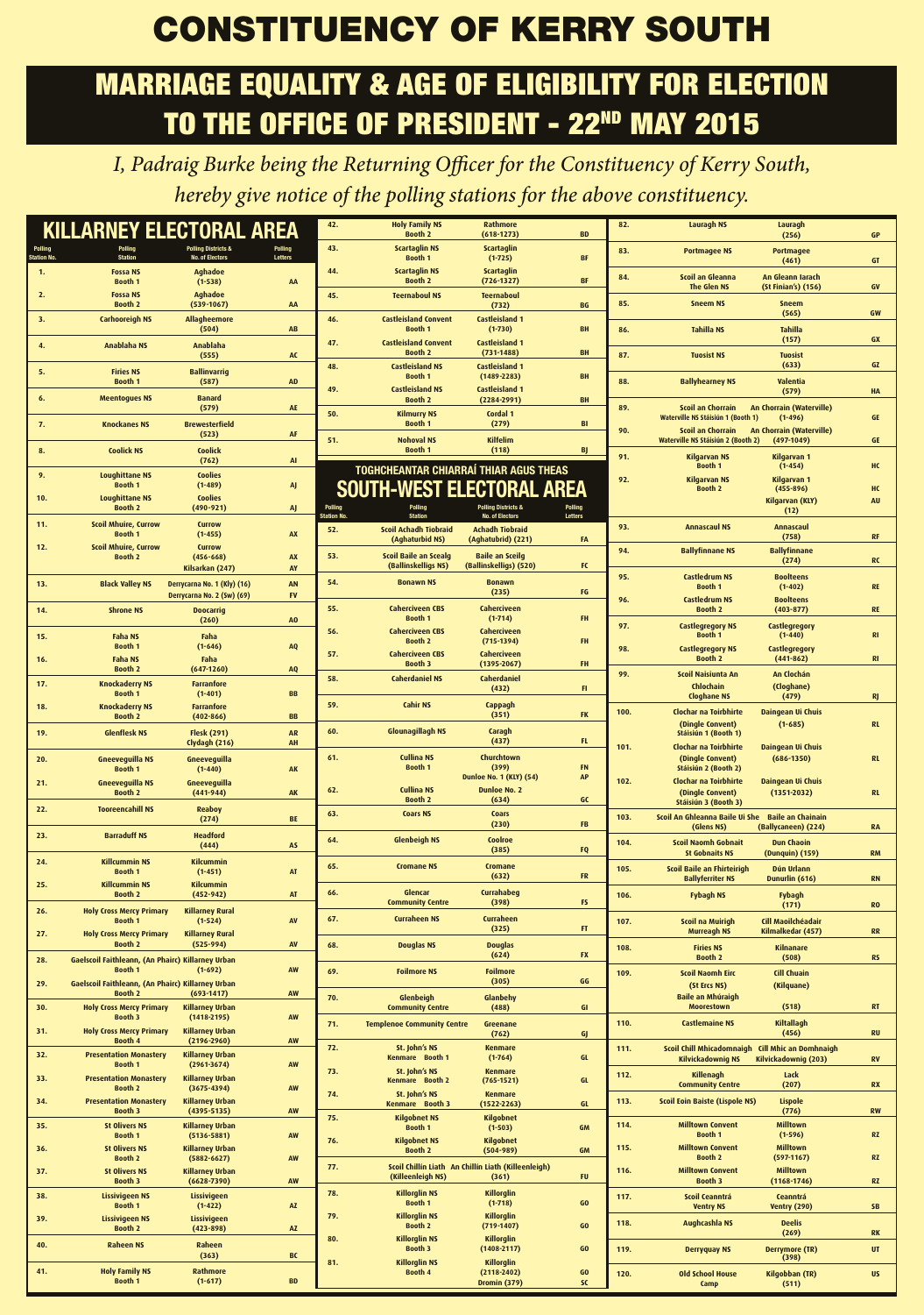# CONSTITUENCY OF KERRY SOUTH

## MARRIAGE EQUALITY & AGE OF ELIGIBILITY FOR ELECTION TO THE OFFICE OF PRESIDENT - 22ND MAY 2015

*I, Padraig Burke being the Returning Officer for the Constituency of Kerry South, hereby give notice of the polling stations for the above constituency.*

## KILLARNEY ELECTORAL AREA

| Polling Station No. | Polling Station | Polling Districts & No. of Electors | Polling Letters |
|---|---|---|---|
| 1. | Fossa NS Booth 1 | Aghadoe (1-538) | AA |
| 2. | Fossa NS Booth 2 | Aghadoe (539-1067) | AA |
| 3. | Carhooreigh NS | Allagheemore (504) | AB |
| 4. | Anablaha NS | Anablaha (555) | AC |
| 5. | Firies NS Booth 1 | Ballinvarrig (587) | AD |
| 6. | Meentogues NS | Banard (579) | AE |
| 7. | Knockanes NS | Brewesterfield (523) | AF |
| 8. | Coolick NS | Coolick (762) | AI |
| 9. | Loughittane NS Booth 1 | Coolies (1-489) | AJ |
| 10. | Loughittane NS Booth 2 | Coolies (490-921) | AJ |
| 11. | Scoil Mhuire, Currow Booth 1 | Currow (1-455) | AX |
| 12. | Scoil Mhuire, Currow Booth 2 | Currow (456-668) | AX |
| | | Kilsarkan (247) | AY |
| 13. | Black Valley NS | Derrycarna No. 1 (Kly) (16) | AN |
| | | Derrycarna No. 2 (Sw) (69) | FV |
| 14. | Shrone NS | Doocarrig (260) | AO |
| 15. | Faha NS Booth 1 | Faha (1-646) | AQ |
| 16. | Faha NS Booth 2 | Faha (647-1260) | AQ |
| 17. | Knockaderry NS Booth 1 | Farranfore (1-401) | BB |
| 18. | Knockaderry NS Booth 2 | Farranfore (402-866) | BB |
| 19. | Glenflesk NS | Flesk (291) | AR |
| | | Clydagh (216) | AH |
| 20. | Gneeveguilla NS Booth 1 | Gneeveguilla (1-440) | AK |
| 21. | Gneeveguilla NS Booth 2 | Gneeveguilla (441-944) | AK |
| 22. | Tooreencahill NS | Reaboy (274) | BE |
| 23. | Barraduff NS | Headford (444) | AS |
| 24. | Killcummin NS Booth 1 | Kilcummin (1-451) | AT |
| 25. | Killcummin NS Booth 2 | Kilcummin (452-942) | AT |
| 26. | Holy Cross Mercy Primary Booth 1 | Killarney Rural (1-524) | AV |
| 27. | Holy Cross Mercy Primary Booth 2 | Killarney Rural (525-994) | AV |
| 28. | Gaelscoil Faithleann, (An Phairc) Booth 1 | Killarney Urban (1-692) | AW |
| 29. | Gaelscoil Faithleann, (An Phairc) Booth 2 | Killarney Urban (693-1417) | AW |
| 30. | Holy Cross Mercy Primary Booth 3 | Killarney Urban (1418-2195) | AW |
| 31. | Holy Cross Mercy Primary Booth 4 | Killarney Urban (2196-2960) | AW |
| 32. | Presentation Monastery Booth 1 | Killarney Urban (2961-3674) | AW |
| 33. | Presentation Monastery Booth 2 | Killarney Urban (3675-4394) | AW |
| 34. | Presentation Monastery Booth 3 | Killarney Urban (4395-5135) | AW |
| 35. | St Olivers NS Booth 1 | Killarney Urban (5136-5881) | AW |
| 36. | St Olivers NS Booth 2 | Killarney Urban (5882-6627) | AW |
| 37. | St Olivers NS Booth 3 | Killarney Urban (6628-7390) | AW |
| 38. | Lissivigeen NS Booth 1 | Lissivigeen (1-422) | AZ |
| 39. | Lissivigeen NS Booth 2 | Lissivigeen (423-898) | AZ |
| 40. | Raheen NS | Raheen (363) | BC |
| 41. | Holy Family NS Booth 1 | Rathmore (1-617) | BD |
| 42. | Holy Family NS Booth 2 | Rathmore (618-1273) | BD |
| 43. | Scartaglin NS Booth 1 | Scartaglin (1-725) | BF |
| 44. | Scartaglin NS Booth 2 | Scartaglin (726-1327) | BF |
| 45. | Teernaboul NS | Teernaboul (732) | BG |
| 46. | Castleisland Convent Booth 1 | Castleisland 1 (1-730) | BH |
| 47. | Castleisland Convent Booth 2 | Castleisland 1 (731-1488) | BH |
| 48. | Castleisland NS Booth 1 | Castleisland 1 (1489-2283) | BH |
| 49. | Castleisland NS Booth 2 | Castleisland 1 (2284-2991) | BH |
| 50. | Kilmurry NS Booth 1 | Cordal 1 (279) | BI |
| 51. | Nohoval NS Booth 1 | Kilfelim (118) | BJ |

## TOGHCHEANTAR CHIARRAÍ THIAR AGUS THEAS SOUTH-WEST ELECTORAL AREA

| Polling Station No. | Polling Station | Polling Districts & No. of Electors | Polling Letters |
|---|---|---|---|
| 52. | Scoil Achadh Tiobraid (Aghaturbid NS) | Achadh Tiobraid (Aghatubrid) (221) | FA |
| 53. | Scoil Baile an Scealg (Ballinskelligs NS) | Baile an Sceilg (Ballinskelligs) (520) | FC |
| 54. | Bonawn NS | Bonawn (235) | FG |
| 55. | Caherciveen CBS Booth 1 | Caherciveen (1-714) | FH |
| 56. | Caherciveen CBS Booth 2 | Caherciveen (715-1394) | FH |
| 57. | Caherciveen CBS Booth 3 | Caherciveen (1395-2067) | FH |
| 58. | Caherdaniel NS | Caherdaniel (432) | FI |
| 59. | Cahir NS | Cappagh (351) | FK |
| 60. | Glounagillagh NS | Caragh (437) | FL |
| 61. | Cullina NS Booth 1 | Churchtown (399) | FN |
| | | Dunloe No. 1 (KLY) (54) | AP |
| 62. | Cullina NS Booth 2 | Dunloe No. 2 (634) | GC |
| 63. | Coars NS | Coars (230) | FB |
| 64. | Glenbeigh NS | Coolroe (385) | FQ |
| 65. | Cromane NS | Cromane (632) | FR |
| 66. | Glencar Community Centre | Curranbeg (398) | FS |
| 67. | Curraheen NS | Curraheen (325) | FT |
| 68. | Douglas NS | Douglas (624) | FX |
| 69. | Foilmore NS | Foilmore (305) | GG |
| 70. | Glenbeigh Community Centre | Glanbehy (488) | GI |
| 71. | Templenoe Community Centre | Greenane (762) | GJ |
| 72. | St. John's NS Kenmare Booth 1 | Kenmare (1-764) | GL |
| 73. | St. John's NS Kenmare Booth 2 | Kenmare (765-1521) | GL |
| 74. | St. John's NS Kenmare Booth 3 | Kenmare (1522-2263) | GL |
| 75. | Kilgobnet NS Booth 1 | Kilgobnet (1-503) | GM |
| 76. | Kilgobnet NS Booth 2 | Kilgobnet (504-989) | GM |
| 77. | Scoil Chillin Liath (Killeenleigh NS) | An Chillin Liath (Killeenleigh) (361) | FU |
| 78. | Killorglin NS Booth 1 | Killorglin (1-718) | GO |
| 79. | Killorglin NS Booth 2 | Killorglin (719-1407) | GO |
| 80. | Killorglin NS Booth 3 | Killorglin (1408-2117) | GO |
| 81. | Killorglin NS Booth 4 | Killorglin (2118-2402) | GO |
| | | Dromin (379) | SC |
| 82. | Lauragh NS | Lauragh (256) | GP |
| 83. | Portmagee NS | Portmagee (461) | GT |
| 84. | Scoil an Gleanna The Glen NS | An Gleann Iarach (St Finian's) (156) | GV |
| 85. | Sneem NS | Sneem (565) | GW |
| 86. | Tahilla NS | Tahilla (157) | GX |
| 87. | Tuosist NS | Tuosist (633) | GZ |
| 88. | Ballyhearney NS | Valentia (579) | HA |
| 89. | Scoil an Chorrain Waterville NS Stáisiún 1 (Booth 1) | An Chorrain (Waterville) (1-496) | GE |
| 90. | Scoil an Chorrain Waterville NS Stáisiún 2 (Booth 2) | An Chorrain (Waterville) (497-1049) | GE |
| 91. | Kilgarvan NS Booth 1 | Kilgarvan 1 (1-454) | HC |
| 92. | Kilgarvan NS Booth 2 | Kilgarvan 1 (455-896) | HC |
| | | Kilgarvan (KLY) (12) | AU |
| 93. | Annascaul NS | Annascaul (758) | RF |
| 94. | Ballyfinnane NS | Ballyfinnane (274) | RC |
| 95. | Castledrum NS Booth 1 | Boolteens (1-402) | RE |
| 96. | Castledrum NS Booth 2 | Boolteens (403-877) | RE |
| 97. | Castlegregory NS Booth 1 | Castlegregory (1-440) | RI |
| 98. | Castlegregory NS Booth 2 | Castlegregory (441-862) | RI |
| 99. | Scoil Naisiunta An Chlochain Cloghane NS | An Clochán (Cloghane) (479) | RJ |
| 100. | Clochar na Toirbhirte (Dingle Convent) Stáisiún 1 (Booth 1) | Daingean Ui Chuis (1-685) | RL |
| 101. | Clochar na Toirbhirte (Dingle Convent) Stáisiún 2 (Booth 2) | Daingean Ui Chuis (686-1350) | RL |
| 102. | Clochar na Toirbhirte (Dingle Convent) Stáisiún 3 (Booth 3) | Daingean Ui Chuis (1351-2032) | RL |
| 103. | Scoil An Ghleanna Baile Ui She (Glens NS) | Baile an Chainain (Ballycaneen) (224) | RA |
| 104. | Scoil Naomh Gobnait St Gobnaits NS | Dun Chaoin (Dunquin) (159) | RM |
| 105. | Scoil Baile an Fhirteirigh Ballyferriter NS | Dún Urlann Dunurlin (616) | RN |
| 106. | Fybagh NS | Fybagh (171) | RO |
| 107. | Scoil na Muirigh Murreagh NS | Cill Maoilchéadair Kilmalkedar (457) | RR |
| 108. | Firies NS Booth 2 | Kilnanare (508) | RS |
| 109. | Scoil Naomh Eirc (St Ercs NS) Baile an Mhúraigh Moorestown | Cill Chuain (Kilquane) (518) | RT |
| 110. | Castlemaine NS | Kiltallagh (456) | RU |
| 111. | Scoil Chill Mhicadomnaigh Kilvickadownig NS | Cill Mhic an Domhnaigh Kilvickadownig (203) | RV |
| 112. | Killenagh Community Centre | Lack (207) | RX |
| 113. | Scoil Eoin Baiste (Lispole NS) | Lispole (776) | RW |
| 114. | Milltown Convent Booth 1 | Milltown (1-596) | RZ |
| 115. | Milltown Convent Booth 2 | Milltown (597-1167) | RZ |
| 116. | Milltown Convent Booth 3 | Milltown (1168-1746) | RZ |
| 117. | Scoil Ceanntrá Ventry NS | Ceanntrá Ventry (290) | SB |
| 118. | Aughcashla NS | Deelis (269) | RK |
| 119. | Derryquay NS | Derrymore (TR) (398) | UT |
| 120. | Old School House Camp | Kilgobban (TR) (511) | US |